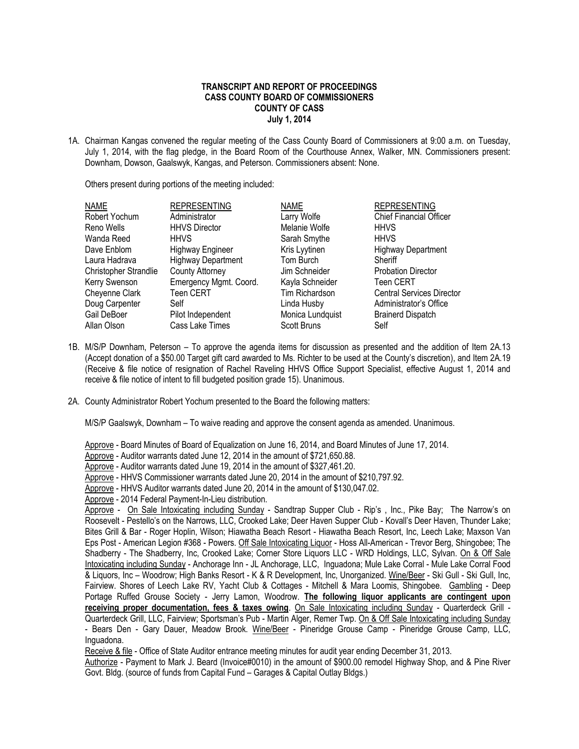**TRANSCRIPT AND REPORT OF PROCEEDINGS**
**CASS COUNTY BOARD OF COMMISSIONERS**
**COUNTY OF CASS**
**July 1, 2014**

1A. Chairman Kangas convened the regular meeting of the Cass County Board of Commissioners at 9:00 a.m. on Tuesday, July 1, 2014, with the flag pledge, in the Board Room of the Courthouse Annex, Walker, MN. Commissioners present: Downham, Dowson, Gaalswyk, Kangas, and Peterson. Commissioners absent: None.

Others present during portions of the meeting included:

| NAME | REPRESENTING | NAME | REPRESENTING |
|---|---|---|---|
| Robert Yochum | Administrator | Larry Wolfe | Chief Financial Officer |
| Reno Wells | HHVS Director | Melanie Wolfe | HHVS |
| Wanda Reed | HHVS | Sarah Smythe | HHVS |
| Dave Enblom | Highway Engineer | Kris Lyytinen | Highway Department |
| Laura Hadrava | Highway Department | Tom Burch | Sheriff |
| Christopher Strandlie | County Attorney | Jim Schneider | Probation Director |
| Kerry Swenson | Emergency Mgmt. Coord. | Kayla Schneider | Teen CERT |
| Cheyenne Clark | Teen CERT | Tim Richardson | Central Services Director |
| Doug Carpenter | Self | Linda Husby | Administrator's Office |
| Gail DeBoer | Pilot Independent | Monica Lundquist | Brainerd Dispatch |
| Allan Olson | Cass Lake Times | Scott Bruns | Self |

1B. M/S/P Downham, Peterson – To approve the agenda items for discussion as presented and the addition of Item 2A.13 (Accept donation of a $50.00 Target gift card awarded to Ms. Richter to be used at the County's discretion), and Item 2A.19 (Receive & file notice of resignation of Rachel Raveling HHVS Office Support Specialist, effective August 1, 2014 and receive & file notice of intent to fill budgeted position grade 15). Unanimous.

2A. County Administrator Robert Yochum presented to the Board the following matters:

M/S/P Gaalswyk, Downham – To waive reading and approve the consent agenda as amended. Unanimous.

<u>Approve</u> - Board Minutes of Board of Equalization on June 16, 2014, and Board Minutes of June 17, 2014.

<u>Approve</u> - Auditor warrants dated June 12, 2014 in the amount of $721,650.88.

<u>Approve</u> - Auditor warrants dated June 19, 2014 in the amount of $327,461.20.

<u>Approve</u> - HHVS Commissioner warrants dated June 20, 2014 in the amount of $210,797.92.

<u>Approve</u> - HHVS Auditor warrants dated June 20, 2014 in the amount of $130,047.02.

<u>Approve</u> - 2014 Federal Payment-In-Lieu distribution.

<u>Approve</u> - <u>On Sale Intoxicating including Sunday</u> - Sandtrap Supper Club - Rip's , Inc., Pike Bay; The Narrow's on Roosevelt - Pestello's on the Narrows, LLC, Crooked Lake; Deer Haven Supper Club - Kovall's Deer Haven, Thunder Lake; Bites Grill & Bar - Roger Hoplin, Wilson; Hiawatha Beach Resort - Hiawatha Beach Resort, Inc, Leech Lake; Maxson Van Eps Post - American Legion #368 - Powers. <u>Off Sale Intoxicating Liquor</u> - Hoss All-American - Trevor Berg, Shingobee; The Shadberry - The Shadberry, Inc, Crooked Lake; Corner Store Liquors LLC - WRD Holdings, LLC, Sylvan. <u>On & Off Sale Intoxicating including Sunday</u> - Anchorage Inn - JL Anchorage, LLC, Inguadona; Mule Lake Corral - Mule Lake Corral Food & Liquors, Inc – Woodrow; High Banks Resort - K & R Development, Inc, Unorganized. <u>Wine/Beer</u> - Ski Gull - Ski Gull, Inc, Fairview. Shores of Leech Lake RV, Yacht Club & Cottages - Mitchell & Mara Loomis, Shingobee. <u>Gambling</u> - Deep Portage Ruffed Grouse Society - Jerry Lamon, Woodrow. **<u>The following liquor applicants are contingent upon receiving proper documentation, fees & taxes owing</u>**. <u>On Sale Intoxicating including Sunday</u> - Quarterdeck Grill - Quarterdeck Grill, LLC, Fairview; Sportsman's Pub - Martin Alger, Remer Twp. <u>On & Off Sale Intoxicating including Sunday</u> - Bears Den - Gary Dauer, Meadow Brook. <u>Wine/Beer</u> - Pineridge Grouse Camp - Pineridge Grouse Camp, LLC, Inguadona.

<u>Receive & file</u> - Office of State Auditor entrance meeting minutes for audit year ending December 31, 2013.

<u>Authorize</u> - Payment to Mark J. Beard (Invoice#0010) in the amount of $900.00 remodel Highway Shop, and & Pine River Govt. Bldg. (source of funds from Capital Fund – Garages & Capital Outlay Bldgs.)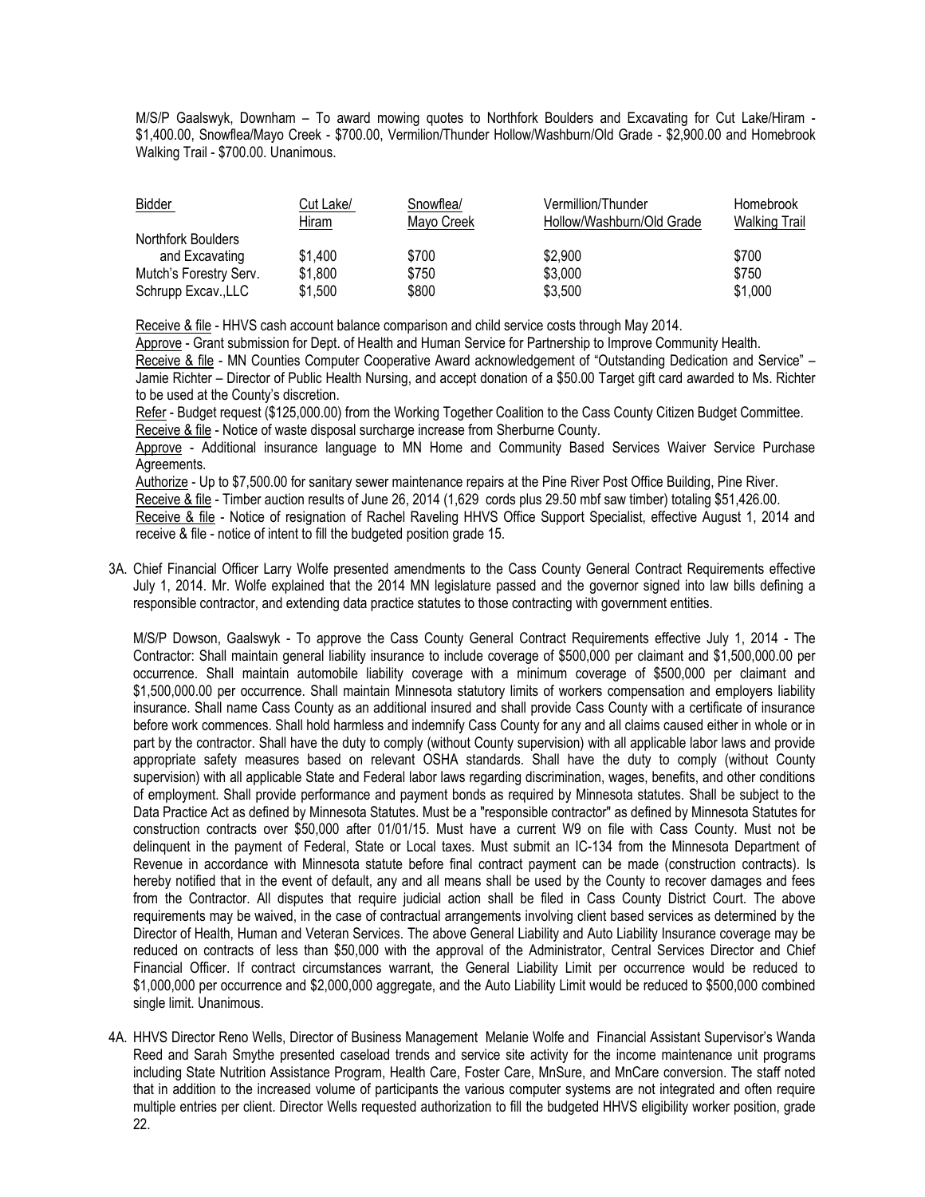M/S/P Gaalswyk, Downham – To award mowing quotes to Northfork Boulders and Excavating for Cut Lake/Hiram - $1,400.00, Snowflea/Mayo Creek - $700.00, Vermilion/Thunder Hollow/Washburn/Old Grade - $2,900.00 and Homebrook Walking Trail - $700.00. Unanimous.

| Bidder | Cut Lake/ Hiram | Snowflea/ Mayo Creek | Vermillion/Thunder Hollow/Washburn/Old Grade | Homebrook Walking Trail |
|---|---|---|---|---|
| Northfork Boulders and Excavating | $1,400 | $700 | $2,900 | $700 |
| Mutch's Forestry Serv. | $1,800 | $750 | $3,000 | $750 |
| Schrupp Excav.,LLC | $1,500 | $800 | $3,500 | $1,000 |

Receive & file - HHVS cash account balance comparison and child service costs through May 2014.

Approve - Grant submission for Dept. of Health and Human Service for Partnership to Improve Community Health.

Receive & file - MN Counties Computer Cooperative Award acknowledgement of "Outstanding Dedication and Service" – Jamie Richter – Director of Public Health Nursing, and accept donation of a $50.00 Target gift card awarded to Ms. Richter to be used at the County's discretion.

Refer - Budget request ($125,000.00) from the Working Together Coalition to the Cass County Citizen Budget Committee.

Receive & file - Notice of waste disposal surcharge increase from Sherburne County.

Approve - Additional insurance language to MN Home and Community Based Services Waiver Service Purchase Agreements.

Authorize - Up to $7,500.00 for sanitary sewer maintenance repairs at the Pine River Post Office Building, Pine River.

Receive & file - Timber auction results of June 26, 2014 (1,629 cords plus 29.50 mbf saw timber) totaling $51,426.00.

Receive & file - Notice of resignation of Rachel Raveling HHVS Office Support Specialist, effective August 1, 2014 and receive & file - notice of intent to fill the budgeted position grade 15.

3A. Chief Financial Officer Larry Wolfe presented amendments to the Cass County General Contract Requirements effective July 1, 2014. Mr. Wolfe explained that the 2014 MN legislature passed and the governor signed into law bills defining a responsible contractor, and extending data practice statutes to those contracting with government entities.

M/S/P Dowson, Gaalswyk - To approve the Cass County General Contract Requirements effective July 1, 2014 - The Contractor: Shall maintain general liability insurance to include coverage of $500,000 per claimant and $1,500,000.00 per occurrence. Shall maintain automobile liability coverage with a minimum coverage of $500,000 per claimant and $1,500,000.00 per occurrence. Shall maintain Minnesota statutory limits of workers compensation and employers liability insurance. Shall name Cass County as an additional insured and shall provide Cass County with a certificate of insurance before work commences. Shall hold harmless and indemnify Cass County for any and all claims caused either in whole or in part by the contractor. Shall have the duty to comply (without County supervision) with all applicable labor laws and provide appropriate safety measures based on relevant OSHA standards. Shall have the duty to comply (without County supervision) with all applicable State and Federal labor laws regarding discrimination, wages, benefits, and other conditions of employment. Shall provide performance and payment bonds as required by Minnesota statutes. Shall be subject to the Data Practice Act as defined by Minnesota Statutes. Must be a "responsible contractor" as defined by Minnesota Statutes for construction contracts over $50,000 after 01/01/15. Must have a current W9 on file with Cass County. Must not be delinquent in the payment of Federal, State or Local taxes. Must submit an IC-134 from the Minnesota Department of Revenue in accordance with Minnesota statute before final contract payment can be made (construction contracts). Is hereby notified that in the event of default, any and all means shall be used by the County to recover damages and fees from the Contractor. All disputes that require judicial action shall be filed in Cass County District Court. The above requirements may be waived, in the case of contractual arrangements involving client based services as determined by the Director of Health, Human and Veteran Services. The above General Liability and Auto Liability Insurance coverage may be reduced on contracts of less than $50,000 with the approval of the Administrator, Central Services Director and Chief Financial Officer. If contract circumstances warrant, the General Liability Limit per occurrence would be reduced to $1,000,000 per occurrence and $2,000,000 aggregate, and the Auto Liability Limit would be reduced to $500,000 combined single limit. Unanimous.

4A. HHVS Director Reno Wells, Director of Business Management Melanie Wolfe and Financial Assistant Supervisor's Wanda Reed and Sarah Smythe presented caseload trends and service site activity for the income maintenance unit programs including State Nutrition Assistance Program, Health Care, Foster Care, MnSure, and MnCare conversion. The staff noted that in addition to the increased volume of participants the various computer systems are not integrated and often require multiple entries per client. Director Wells requested authorization to fill the budgeted HHVS eligibility worker position, grade 22.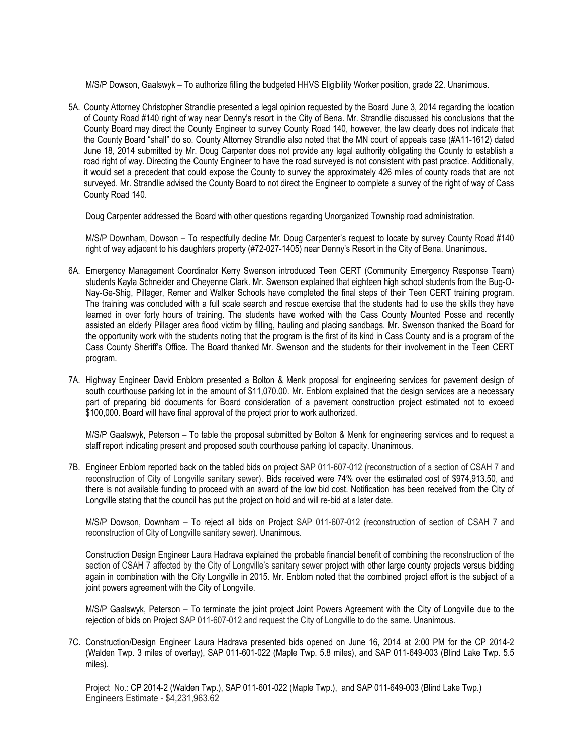M/S/P Dowson, Gaalswyk – To authorize filling the budgeted HHVS Eligibility Worker position, grade 22. Unanimous.

5A. County Attorney Christopher Strandlie presented a legal opinion requested by the Board June 3, 2014 regarding the location of County Road #140 right of way near Denny's resort in the City of Bena. Mr. Strandlie discussed his conclusions that the County Board may direct the County Engineer to survey County Road 140, however, the law clearly does not indicate that the County Board "shall" do so. County Attorney Strandlie also noted that the MN court of appeals case (#A11-1612) dated June 18, 2014 submitted by Mr. Doug Carpenter does not provide any legal authority obligating the County to establish a road right of way. Directing the County Engineer to have the road surveyed is not consistent with past practice. Additionally, it would set a precedent that could expose the County to survey the approximately 426 miles of county roads that are not surveyed. Mr. Strandlie advised the County Board to not direct the Engineer to complete a survey of the right of way of Cass County Road 140.

Doug Carpenter addressed the Board with other questions regarding Unorganized Township road administration.

M/S/P Downham, Dowson – To respectfully decline Mr. Doug Carpenter's request to locate by survey County Road #140 right of way adjacent to his daughters property (#72-027-1405) near Denny's Resort in the City of Bena. Unanimous.

6A. Emergency Management Coordinator Kerry Swenson introduced Teen CERT (Community Emergency Response Team) students Kayla Schneider and Cheyenne Clark. Mr. Swenson explained that eighteen high school students from the Bug-O-Nay-Ge-Shig, Pillager, Remer and Walker Schools have completed the final steps of their Teen CERT training program. The training was concluded with a full scale search and rescue exercise that the students had to use the skills they have learned in over forty hours of training. The students have worked with the Cass County Mounted Posse and recently assisted an elderly Pillager area flood victim by filling, hauling and placing sandbags. Mr. Swenson thanked the Board for the opportunity work with the students noting that the program is the first of its kind in Cass County and is a program of the Cass County Sheriff's Office. The Board thanked Mr. Swenson and the students for their involvement in the Teen CERT program.

7A. Highway Engineer David Enblom presented a Bolton & Menk proposal for engineering services for pavement design of south courthouse parking lot in the amount of $11,070.00. Mr. Enblom explained that the design services are a necessary part of preparing bid documents for Board consideration of a pavement construction project estimated not to exceed $100,000. Board will have final approval of the project prior to work authorized.

M/S/P Gaalswyk, Peterson – To table the proposal submitted by Bolton & Menk for engineering services and to request a staff report indicating present and proposed south courthouse parking lot capacity. Unanimous.

7B. Engineer Enblom reported back on the tabled bids on project SAP 011-607-012 (reconstruction of a section of CSAH 7 and reconstruction of City of Longville sanitary sewer). Bids received were 74% over the estimated cost of $974,913.50, and there is not available funding to proceed with an award of the low bid cost. Notification has been received from the City of Longville stating that the council has put the project on hold and will re-bid at a later date.

M/S/P Dowson, Downham – To reject all bids on Project SAP 011-607-012 (reconstruction of section of CSAH 7 and reconstruction of City of Longville sanitary sewer). Unanimous.

Construction Design Engineer Laura Hadrava explained the probable financial benefit of combining the reconstruction of the section of CSAH 7 affected by the City of Longville's sanitary sewer project with other large county projects versus bidding again in combination with the City Longville in 2015. Mr. Enblom noted that the combined project effort is the subject of a joint powers agreement with the City of Longville.

M/S/P Gaalswyk, Peterson – To terminate the joint project Joint Powers Agreement with the City of Longville due to the rejection of bids on Project SAP 011-607-012 and request the City of Longville to do the same. Unanimous.

7C. Construction/Design Engineer Laura Hadrava presented bids opened on June 16, 2014 at 2:00 PM for the CP 2014-2 (Walden Twp. 3 miles of overlay), SAP 011-601-022 (Maple Twp. 5.8 miles), and SAP 011-649-003 (Blind Lake Twp. 5.5 miles).

Project No.: CP 2014-2 (Walden Twp.), SAP 011-601-022 (Maple Twp.), and SAP 011-649-003 (Blind Lake Twp.)
Engineers Estimate - $4,231,963.62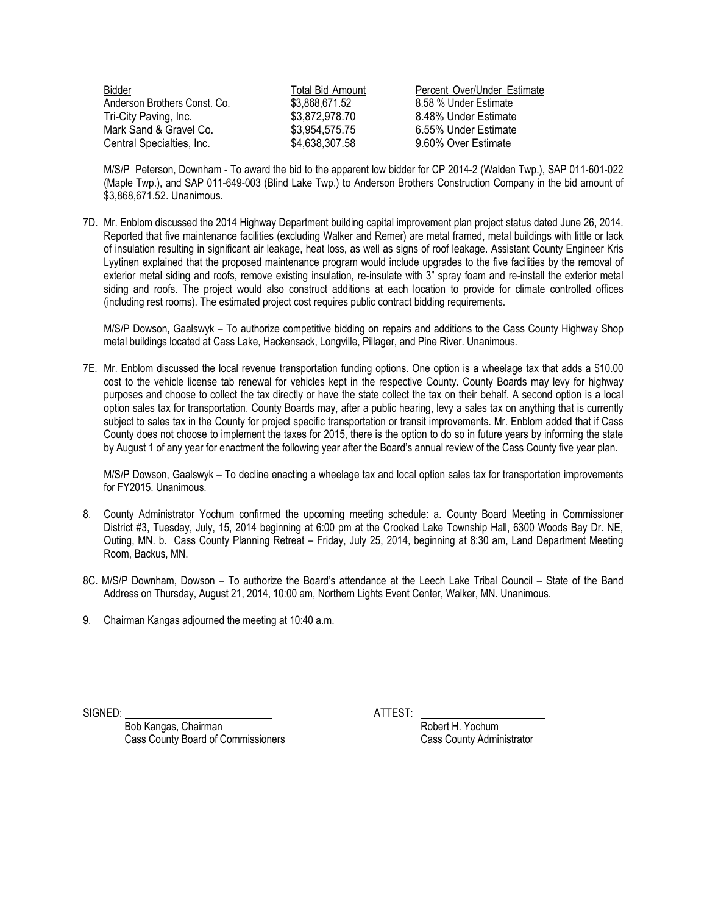| Bidder | Total Bid Amount | Percent Over/Under Estimate |
|---|---|---|
| Anderson Brothers Const. Co. | $3,868,671.52 | 8.58 % Under Estimate |
| Tri-City Paving, Inc. | $3,872,978.70 | 8.48% Under Estimate |
| Mark Sand & Gravel Co. | $3,954,575.75 | 6.55% Under Estimate |
| Central Specialties, Inc. | $4,638,307.58 | 9.60% Over Estimate |

M/S/P Peterson, Downham - To award the bid to the apparent low bidder for CP 2014-2 (Walden Twp.), SAP 011-601-022 (Maple Twp.), and SAP 011-649-003 (Blind Lake Twp.) to Anderson Brothers Construction Company in the bid amount of $3,868,671.52. Unanimous.

7D. Mr. Enblom discussed the 2014 Highway Department building capital improvement plan project status dated June 26, 2014. Reported that five maintenance facilities (excluding Walker and Remer) are metal framed, metal buildings with little or lack of insulation resulting in significant air leakage, heat loss, as well as signs of roof leakage. Assistant County Engineer Kris Lyytinen explained that the proposed maintenance program would include upgrades to the five facilities by the removal of exterior metal siding and roofs, remove existing insulation, re-insulate with 3" spray foam and re-install the exterior metal siding and roofs. The project would also construct additions at each location to provide for climate controlled offices (including rest rooms). The estimated project cost requires public contract bidding requirements.

M/S/P Dowson, Gaalswyk – To authorize competitive bidding on repairs and additions to the Cass County Highway Shop metal buildings located at Cass Lake, Hackensack, Longville, Pillager, and Pine River. Unanimous.

7E. Mr. Enblom discussed the local revenue transportation funding options. One option is a wheelage tax that adds a $10.00 cost to the vehicle license tab renewal for vehicles kept in the respective County. County Boards may levy for highway purposes and choose to collect the tax directly or have the state collect the tax on their behalf. A second option is a local option sales tax for transportation. County Boards may, after a public hearing, levy a sales tax on anything that is currently subject to sales tax in the County for project specific transportation or transit improvements. Mr. Enblom added that if Cass County does not choose to implement the taxes for 2015, there is the option to do so in future years by informing the state by August 1 of any year for enactment the following year after the Board's annual review of the Cass County five year plan.

M/S/P Dowson, Gaalswyk – To decline enacting a wheelage tax and local option sales tax for transportation improvements for FY2015. Unanimous.

8. County Administrator Yochum confirmed the upcoming meeting schedule: a. County Board Meeting in Commissioner District #3, Tuesday, July, 15, 2014 beginning at 6:00 pm at the Crooked Lake Township Hall, 6300 Woods Bay Dr. NE, Outing, MN. b. Cass County Planning Retreat – Friday, July 25, 2014, beginning at 8:30 am, Land Department Meeting Room, Backus, MN.

8C. M/S/P Downham, Dowson – To authorize the Board's attendance at the Leech Lake Tribal Council – State of the Band Address on Thursday, August 21, 2014, 10:00 am, Northern Lights Event Center, Walker, MN. Unanimous.

9. Chairman Kangas adjourned the meeting at 10:40 a.m.

SIGNED: ____________________________

Bob Kangas, Chairman
Cass County Board of Commissioners

ATTEST: ____________________________

Robert H. Yochum
Cass County Administrator